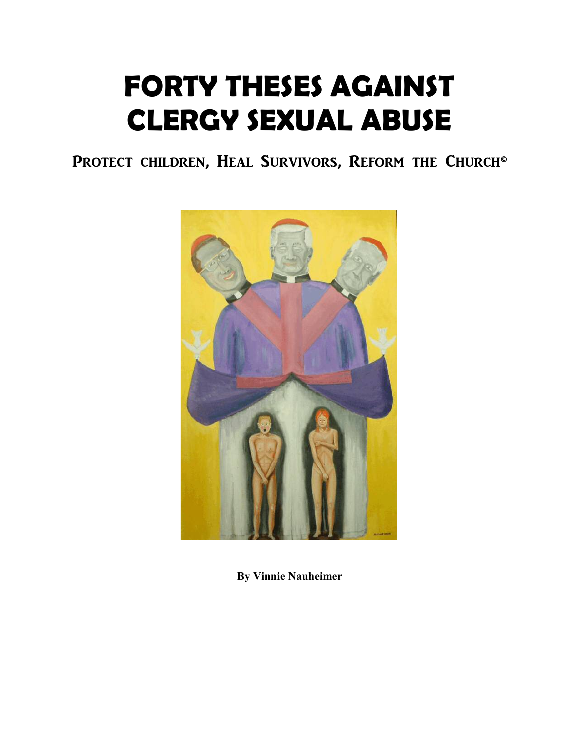# FORTY THESES AGAINST CLERGY SEXUAL ABUSE

## PROTECT CHILDREN, HEAL SURVIVORS, REFORM THE CHURCH©

**By Vinnie Nauheimer**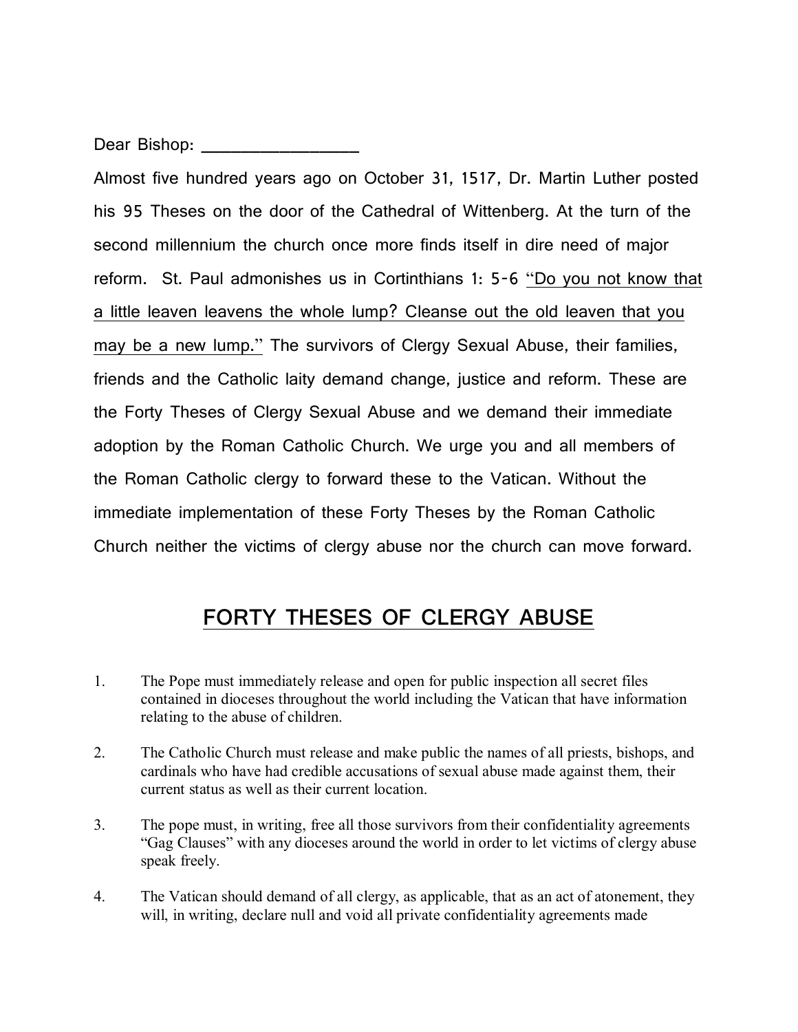Dear Bishop: \_\_\_\_\_\_\_\_\_\_\_\_\_\_\_\_\_\_

Almost five hundred years ago on October 31, 1517, Dr. Martin Luther posted his 95 Theses on the door of the Cathedral of Wittenberg. At the turn of the second millennium the church once more finds itself in dire need of major reform. St. Paul admonishes us in Cortinthians 1: 5-6 <u>"Do you not know that a little leaven leavens the whole lump? Cleanse out the old leaven that you may be a new lump."</u> The survivors of Clergy Sexual Abuse, their families, friends and the Catholic laity demand change, justice and reform. These are the Forty Theses of Clergy Sexual Abuse and we demand their immediate adoption by the Roman Catholic Church. We urge you and all members of the Roman Catholic clergy to forward these to the Vatican. Without the immediate implementation of these Forty Theses by the Roman Catholic Church neither the victims of clergy abuse nor the church can move forward.

## FORTY THESES OF CLERGY ABUSE

1. The Pope must immediately release and open for public inspection all secret files contained in dioceses throughout the world including the Vatican that have information relating to the abuse of children.

2. The Catholic Church must release and make public the names of all priests, bishops, and cardinals who have had credible accusations of sexual abuse made against them, their current status as well as their current location.

3. The pope must, in writing, free all those survivors from their confidentiality agreements "Gag Clauses" with any dioceses around the world in order to let victims of clergy abuse speak freely.

4. The Vatican should demand of all clergy, as applicable, that as an act of atonement, they will, in writing, declare null and void all private confidentiality agreements made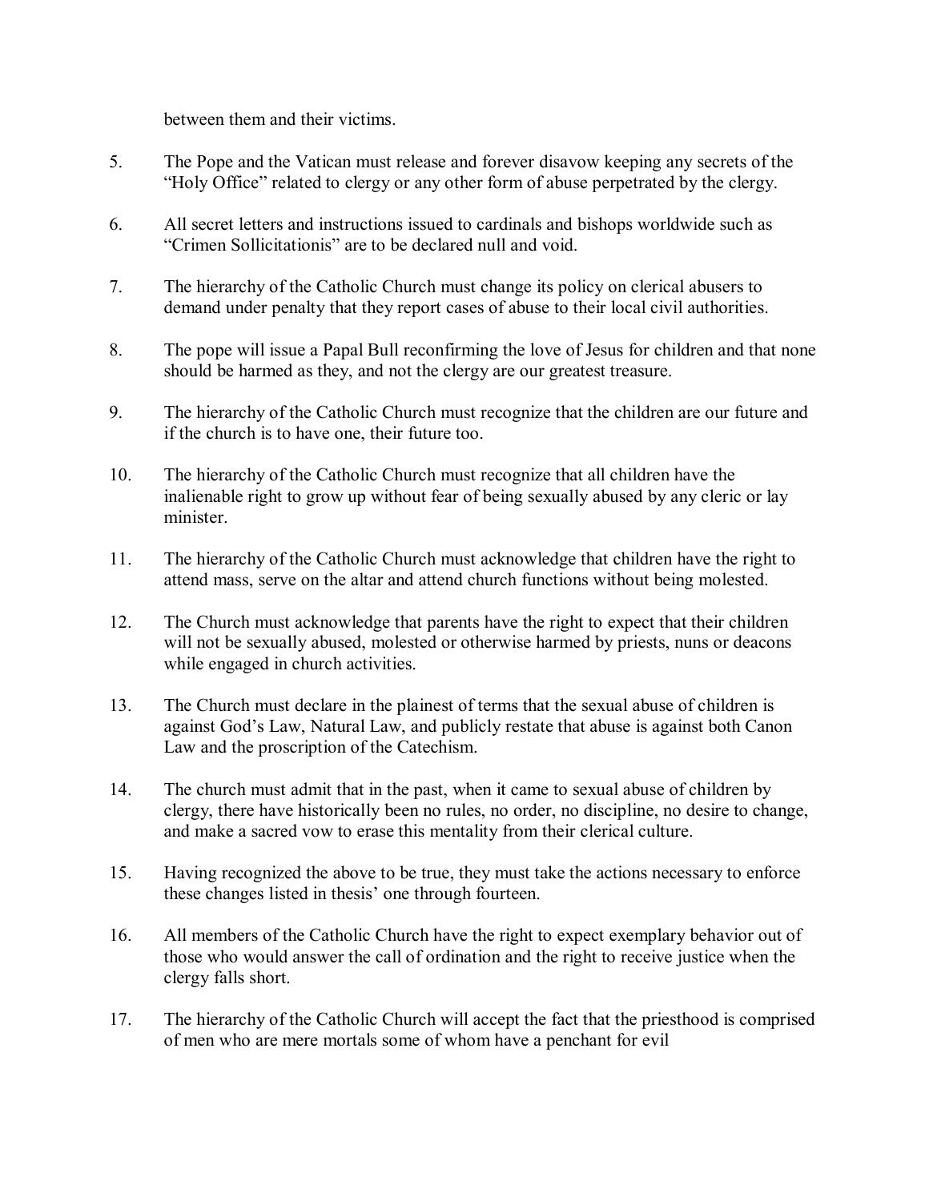between them and their victims.

5. The Pope and the Vatican must release and forever disavow keeping any secrets of the "Holy Office" related to clergy or any other form of abuse perpetrated by the clergy.

6. All secret letters and instructions issued to cardinals and bishops worldwide such as "Crimen Sollicitationis" are to be declared null and void.

7. The hierarchy of the Catholic Church must change its policy on clerical abusers to demand under penalty that they report cases of abuse to their local civil authorities.

8. The pope will issue a Papal Bull reconfirming the love of Jesus for children and that none should be harmed as they, and not the clergy are our greatest treasure.

9. The hierarchy of the Catholic Church must recognize that the children are our future and if the church is to have one, their future too.

10. The hierarchy of the Catholic Church must recognize that all children have the inalienable right to grow up without fear of being sexually abused by any cleric or lay minister.

11. The hierarchy of the Catholic Church must acknowledge that children have the right to attend mass, serve on the altar and attend church functions without being molested.

12. The Church must acknowledge that parents have the right to expect that their children will not be sexually abused, molested or otherwise harmed by priests, nuns or deacons while engaged in church activities.

13. The Church must declare in the plainest of terms that the sexual abuse of children is against God's Law, Natural Law, and publicly restate that abuse is against both Canon Law and the proscription of the Catechism.

14. The church must admit that in the past, when it came to sexual abuse of children by clergy, there have historically been no rules, no order, no discipline, no desire to change, and make a sacred vow to erase this mentality from their clerical culture.

15. Having recognized the above to be true, they must take the actions necessary to enforce these changes listed in thesis' one through fourteen.

16. All members of the Catholic Church have the right to expect exemplary behavior out of those who would answer the call of ordination and the right to receive justice when the clergy falls short.

17. The hierarchy of the Catholic Church will accept the fact that the priesthood is comprised of men who are mere mortals some of whom have a penchant for evil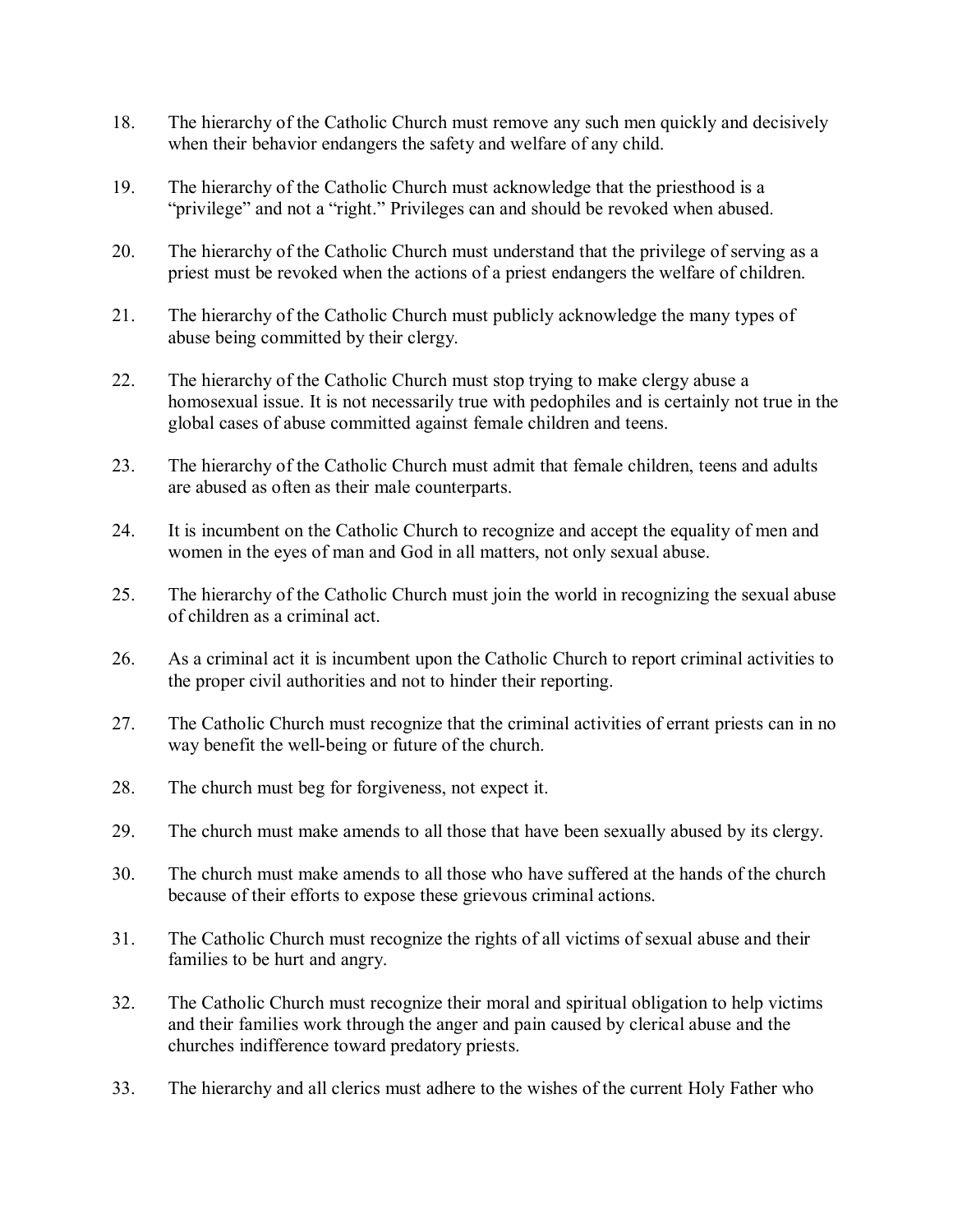18. The hierarchy of the Catholic Church must remove any such men quickly and decisively when their behavior endangers the safety and welfare of any child.

19. The hierarchy of the Catholic Church must acknowledge that the priesthood is a "privilege" and not a "right." Privileges can and should be revoked when abused.

20. The hierarchy of the Catholic Church must understand that the privilege of serving as a priest must be revoked when the actions of a priest endangers the welfare of children.

21. The hierarchy of the Catholic Church must publicly acknowledge the many types of abuse being committed by their clergy.

22. The hierarchy of the Catholic Church must stop trying to make clergy abuse a homosexual issue. It is not necessarily true with pedophiles and is certainly not true in the global cases of abuse committed against female children and teens.

23. The hierarchy of the Catholic Church must admit that female children, teens and adults are abused as often as their male counterparts.

24. It is incumbent on the Catholic Church to recognize and accept the equality of men and women in the eyes of man and God in all matters, not only sexual abuse.

25. The hierarchy of the Catholic Church must join the world in recognizing the sexual abuse of children as a criminal act.

26. As a criminal act it is incumbent upon the Catholic Church to report criminal activities to the proper civil authorities and not to hinder their reporting.

27. The Catholic Church must recognize that the criminal activities of errant priests can in no way benefit the well-being or future of the church.

28. The church must beg for forgiveness, not expect it.

29. The church must make amends to all those that have been sexually abused by its clergy.

30. The church must make amends to all those who have suffered at the hands of the church because of their efforts to expose these grievous criminal actions.

31. The Catholic Church must recognize the rights of all victims of sexual abuse and their families to be hurt and angry.

32. The Catholic Church must recognize their moral and spiritual obligation to help victims and their families work through the anger and pain caused by clerical abuse and the churches indifference toward predatory priests.

33. The hierarchy and all clerics must adhere to the wishes of the current Holy Father who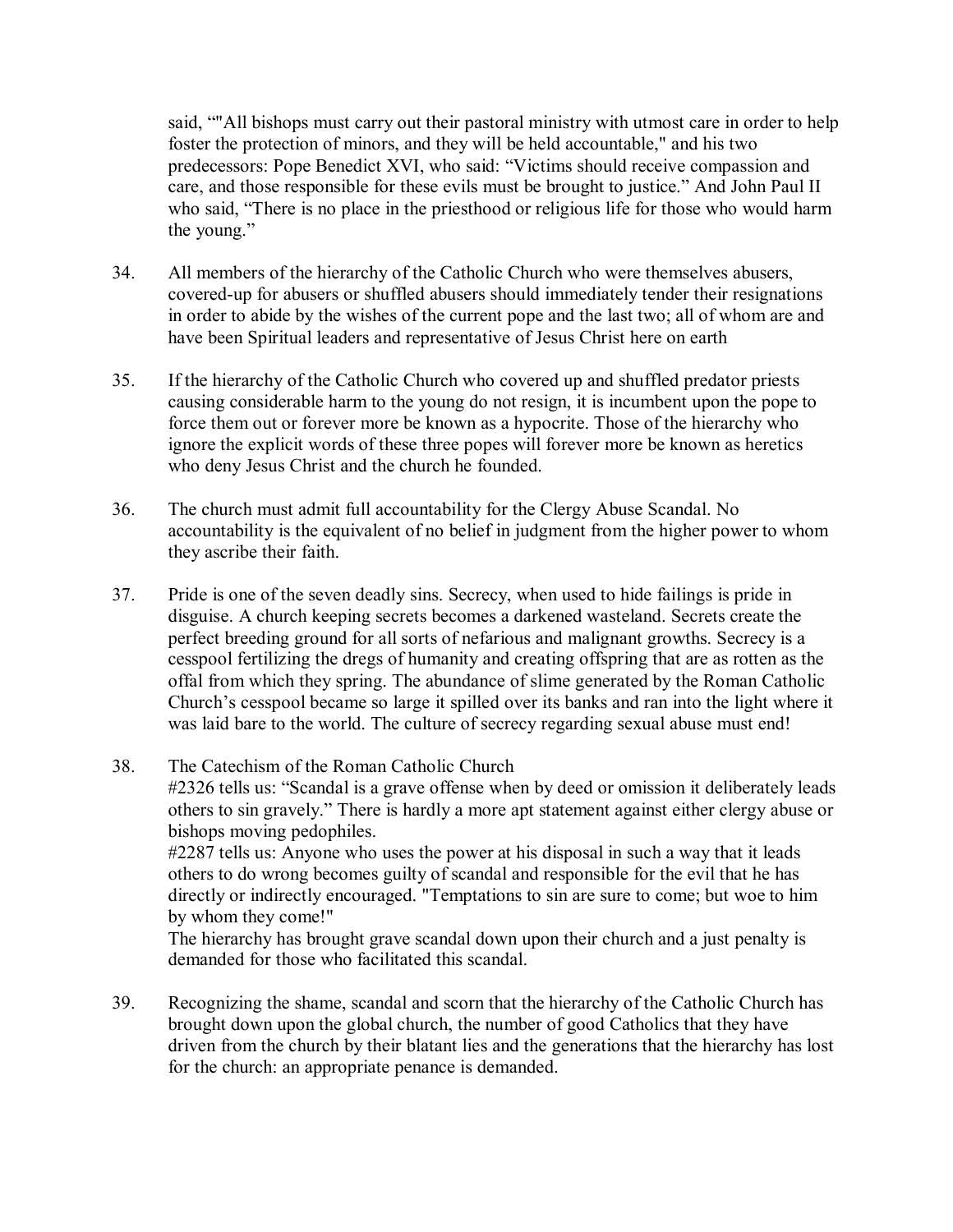said, “"All bishops must carry out their pastoral ministry with utmost care in order to help foster the protection of minors, and they will be held accountable," and his two predecessors: Pope Benedict XVI, who said: “Victims should receive compassion and care, and those responsible for these evils must be brought to justice.” And John Paul II who said, “There is no place in the priesthood or religious life for those who would harm the young.”

34. All members of the hierarchy of the Catholic Church who were themselves abusers, covered-up for abusers or shuffled abusers should immediately tender their resignations in order to abide by the wishes of the current pope and the last two; all of whom are and have been Spiritual leaders and representative of Jesus Christ here on earth

35. If the hierarchy of the Catholic Church who covered up and shuffled predator priests causing considerable harm to the young do not resign, it is incumbent upon the pope to force them out or forever more be known as a hypocrite. Those of the hierarchy who ignore the explicit words of these three popes will forever more be known as heretics who deny Jesus Christ and the church he founded.

36. The church must admit full accountability for the Clergy Abuse Scandal. No accountability is the equivalent of no belief in judgment from the higher power to whom they ascribe their faith.

37. Pride is one of the seven deadly sins. Secrecy, when used to hide failings is pride in disguise. A church keeping secrets becomes a darkened wasteland. Secrets create the perfect breeding ground for all sorts of nefarious and malignant growths. Secrecy is a cesspool fertilizing the dregs of humanity and creating offspring that are as rotten as the offal from which they spring. The abundance of slime generated by the Roman Catholic Church’s cesspool became so large it spilled over its banks and ran into the light where it was laid bare to the world. The culture of secrecy regarding sexual abuse must end!

38. The Catechism of the Roman Catholic Church
#2326 tells us: “Scandal is a grave offense when by deed or omission it deliberately leads others to sin gravely.” There is hardly a more apt statement against either clergy abuse or bishops moving pedophiles.
#2287 tells us: Anyone who uses the power at his disposal in such a way that it leads others to do wrong becomes guilty of scandal and responsible for the evil that he has directly or indirectly encouraged. "Temptations to sin are sure to come; but woe to him by whom they come!"
The hierarchy has brought grave scandal down upon their church and a just penalty is demanded for those who facilitated this scandal.

39. Recognizing the shame, scandal and scorn that the hierarchy of the Catholic Church has brought down upon the global church, the number of good Catholics that they have driven from the church by their blatant lies and the generations that the hierarchy has lost for the church: an appropriate penance is demanded.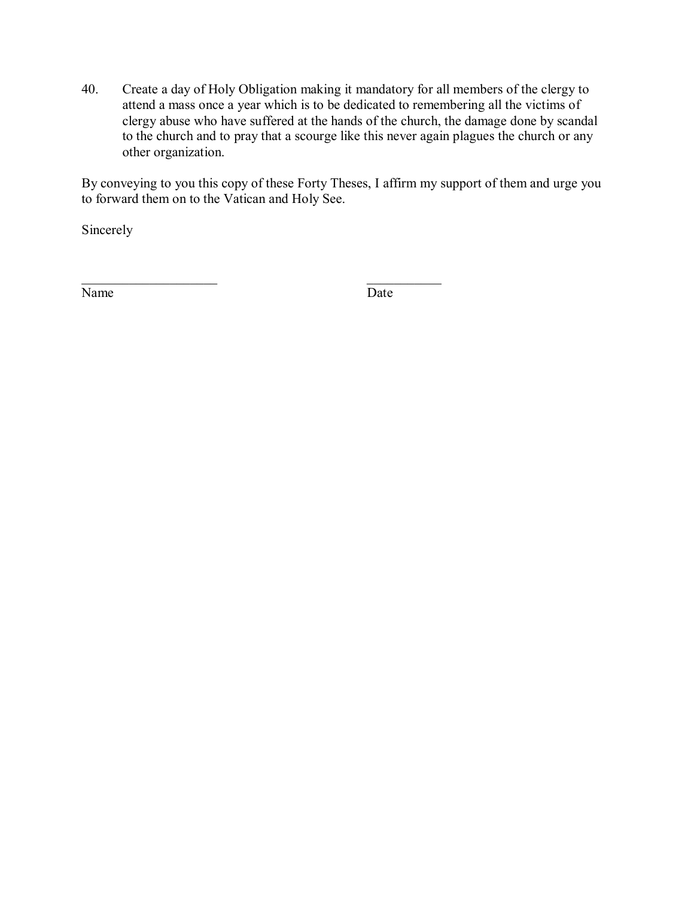40. Create a day of Holy Obligation making it mandatory for all members of the clergy to attend a mass once a year which is to be dedicated to remembering all the victims of clergy abuse who have suffered at the hands of the church, the damage done by scandal to the church and to pray that a scourge like this never again plagues the church or any other organization.

By conveying to you this copy of these Forty Theses, I affirm my support of them and urge you to forward them on to the Vatican and Holy See.

Sincerely

_____________________ ___________

Name Date